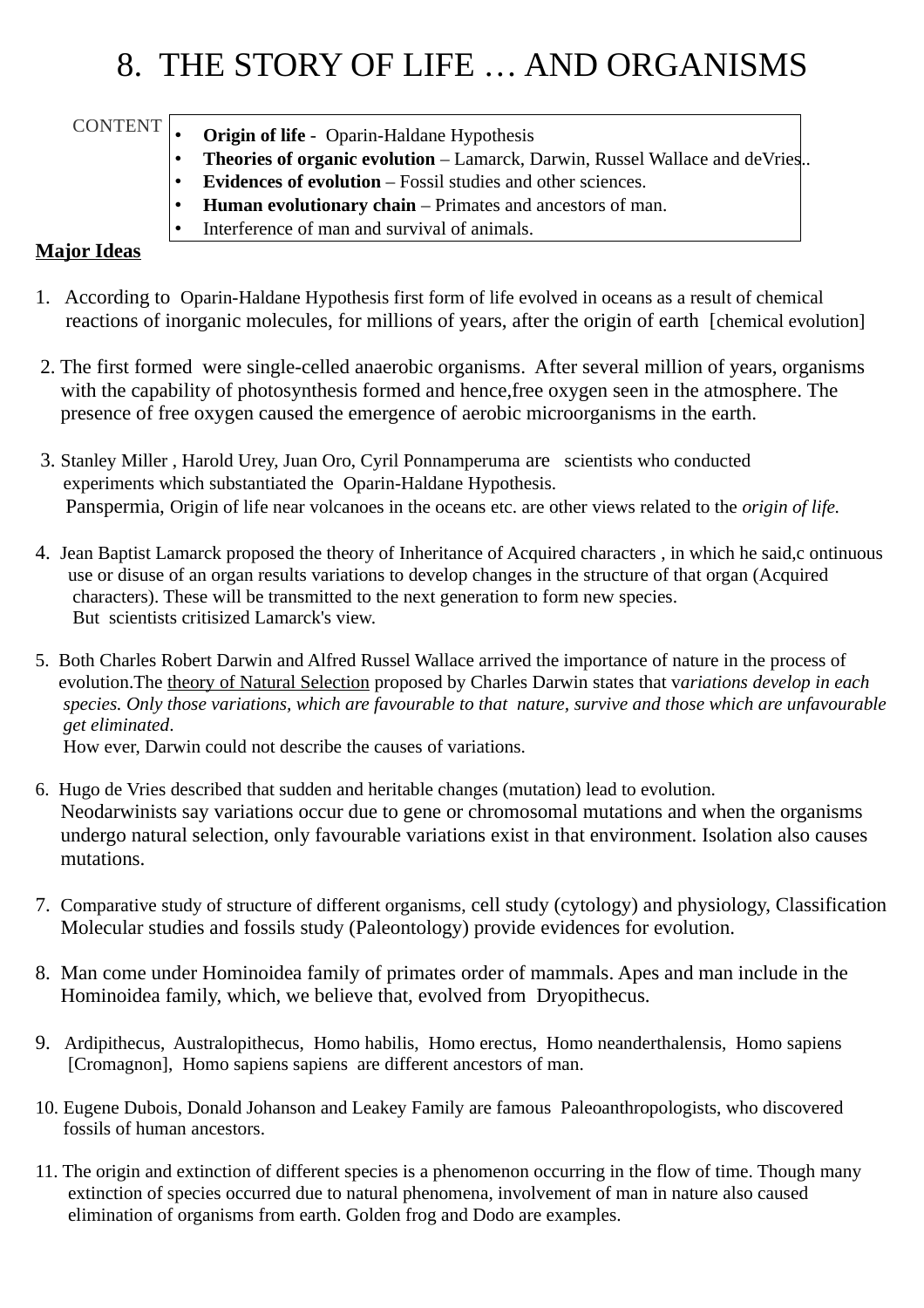# 8. THE STORY OF LIFE … AND ORGANISMS

CONTENT

- **Origin of life** - Oparin-Haldane Hypothesis
- **Theories of organic evolution** – Lamarck, Darwin, Russel Wallace and deVries..
- **Evidences of evolution** – Fossil studies and other sciences.
- **Human evolutionary chain** – Primates and ancestors of man.
- Interference of man and survival of animals.

**Major Ideas**

1. According to Oparin-Haldane Hypothesis first form of life evolved in oceans as a result of chemical reactions of inorganic molecules, for millions of years, after the origin of earth [chemical evolution]

2. The first formed were single-celled anaerobic organisms. After several million of years, organisms with the capability of photosynthesis formed and hence,free oxygen seen in the atmosphere. The presence of free oxygen caused the emergence of aerobic microorganisms in the earth.

3. Stanley Miller , Harold Urey, Juan Oro, Cyril Ponnamperuma are scientists who conducted experiments which substantiated the Oparin-Haldane Hypothesis.
   Panspermia, Origin of life near volcanoes in the oceans etc. are other views related to the *origin of life.*

4. Jean Baptist Lamarck proposed the theory of Inheritance of Acquired characters , in which he said,c ontinuous use or disuse of an organ results variations to develop changes in the structure of that organ (Acquired characters). These will be transmitted to the next generation to form new species.
   But scientists critisized Lamarck's view.

5. Both Charles Robert Darwin and Alfred Russel Wallace arrived the importance of nature in the process of evolution.The theory of Natural Selection proposed by Charles Darwin states that v*ariations develop in each species. Only those variations, which are favourable to that nature, survive and those which are unfavourable get eliminated*.
   How ever, Darwin could not describe the causes of variations.

6. Hugo de Vries described that sudden and heritable changes (mutation) lead to evolution.
   Neodarwinists say variations occur due to gene or chromosomal mutations and when the organisms undergo natural selection, only favourable variations exist in that environment. Isolation also causes mutations.

7. Comparative study of structure of different organisms, cell study (cytology) and physiology, Classification Molecular studies and fossils study (Paleontology) provide evidences for evolution.

8. Man come under Hominoidea family of primates order of mammals. Apes and man include in the Hominoidea family, which, we believe that, evolved from Dryopithecus.

9. Ardipithecus, Australopithecus, Homo habilis, Homo erectus, Homo neanderthalensis, Homo sapiens [Cromagnon], Homo sapiens sapiens are different ancestors of man.

10. Eugene Dubois, Donald Johanson and Leakey Family are famous Paleoanthropologists, who discovered fossils of human ancestors.

11. The origin and extinction of different species is a phenomenon occurring in the flow of time. Though many extinction of species occurred due to natural phenomena, involvement of man in nature also caused elimination of organisms from earth. Golden frog and Dodo are examples.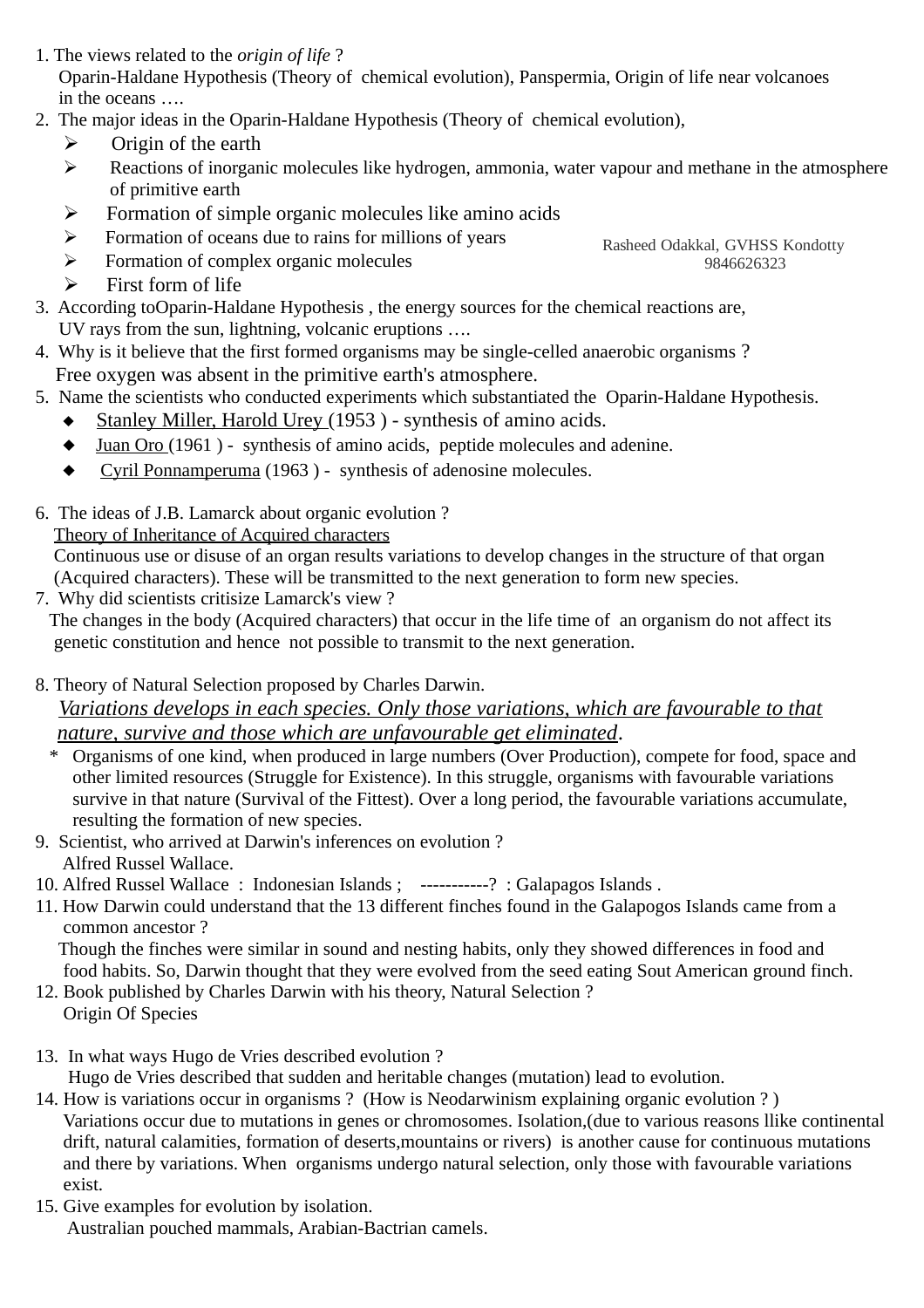1. The views related to the *origin of life* ?
   Oparin-Haldane Hypothesis (Theory of chemical evolution), Panspermia, Origin of life near volcanoes in the oceans ….
2. The major ideas in the Oparin-Haldane Hypothesis (Theory of chemical evolution),
   - Origin of the earth
   - Reactions of inorganic molecules like hydrogen, ammonia, water vapour and methane in the atmosphere of primitive earth
   - Formation of simple organic molecules like amino acids
   - Formation of oceans due to rains for millions of years
   - Formation of complex organic molecules
   - First form of life

Rasheed Odakkal, GVHSS Kondotty
9846626323

3. According toOparin-Haldane Hypothesis , the energy sources for the chemical reactions are,
   UV rays from the sun, lightning, volcanic eruptions ….
4. Why is it believe that the first formed organisms may be single-celled anaerobic organisms ?
   Free oxygen was absent in the primitive earth's atmosphere.
5. Name the scientists who conducted experiments which substantiated the Oparin-Haldane Hypothesis.
   - <u>Stanley Miller, Harold Urey</u> (1953 ) - synthesis of amino acids.
   - <u>Juan Oro</u> (1961 ) - synthesis of amino acids, peptide molecules and adenine.
   - <u>Cyril Ponnamperuma</u> (1963 ) - synthesis of adenosine molecules.

6. The ideas of J.B. Lamarck about organic evolution ?
   <u>Theory of Inheritance of Acquired characters</u>
   Continuous use or disuse of an organ results variations to develop changes in the structure of that organ (Acquired characters). These will be transmitted to the next generation to form new species.
7. Why did scientists critisize Lamarck's view ?
   The changes in the body (Acquired characters) that occur in the life time of an organism do not affect its genetic constitution and hence not possible to transmit to the next generation.

8. Theory of Natural Selection proposed by Charles Darwin.
   *<u>Variations develops in each species. Only those variations, which are favourable to that nature, survive and those which are unfavourable get eliminated</u>*.
   * Organisms of one kind, when produced in large numbers (Over Production), compete for food, space and other limited resources (Struggle for Existence). In this struggle, organisms with favourable variations survive in that nature (Survival of the Fittest). Over a long period, the favourable variations accumulate, resulting the formation of new species.
9. Scientist, who arrived at Darwin's inferences on evolution ?
   Alfred Russel Wallace.
10. Alfred Russel Wallace : Indonesian Islands ; -----------? : Galapagos Islands .
11. How Darwin could understand that the 13 different finches found in the Galapogos Islands came from a common ancestor ?
    Though the finches were similar in sound and nesting habits, only they showed differences in food and food habits. So, Darwin thought that they were evolved from the seed eating Sout American ground finch.
12. Book published by Charles Darwin with his theory, Natural Selection ?
    Origin Of Species

13. In what ways Hugo de Vries described evolution ?
    Hugo de Vries described that sudden and heritable changes (mutation) lead to evolution.
14. How is variations occur in organisms ? (How is Neodarwinism explaining organic evolution ? )
    Variations occur due to mutations in genes or chromosomes. Isolation,(due to various reasons llike continental drift, natural calamities, formation of deserts,mountains or rivers) is another cause for continuous mutations and there by variations. When organisms undergo natural selection, only those with favourable variations exist.
15. Give examples for evolution by isolation.
    Australian pouched mammals, Arabian-Bactrian camels.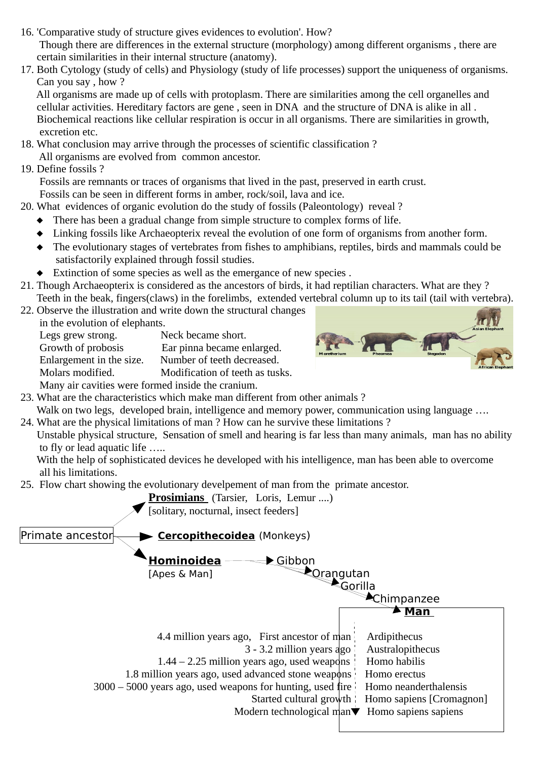16. 'Comparative study of structure gives evidences to evolution'. How?

    Though there are differences in the external structure (morphology) among different organisms , there are certain similarities in their internal structure (anatomy).

17. Both Cytology (study of cells) and Physiology (study of life processes) support the uniqueness of organisms. Can you say , how ?

    All organisms are made up of cells with protoplasm. There are similarities among the cell organelles and cellular activities. Hereditary factors are gene , seen in DNA and the structure of DNA is alike in all . Biochemical reactions like cellular respiration is occur in all organisms. There are similarities in growth, excretion etc.

18. What conclusion may arrive through the processes of scientific classification ?

    All organisms are evolved from common ancestor.

19. Define fossils ?

    Fossils are remnants or traces of organisms that lived in the past, preserved in earth crust.
    Fossils can be seen in different forms in amber, rock/soil, lava and ice.

20. What evidences of organic evolution do the study of fossils (Paleontology) reveal ?

    - There has been a gradual change from simple structure to complex forms of life.
    - Linking fossils like Archaeopterix reveal the evolution of one form of organisms from another form.
    - The evolutionary stages of vertebrates from fishes to amphibians, reptiles, birds and mammals could be satisfactorily explained through fossil studies.
    - Extinction of some species as well as the emergance of new species .

21. Though Archaeopterix is considered as the ancestors of birds, it had reptilian characters. What are they ?

    Teeth in the beak, fingers(claws) in the forelimbs, extended vertebral column up to its tail (tail with vertebra).

22. Observe the illustration and write down the structural changes in the evolution of elephants.

    Moretherium, Pheomea, Stegodon, Asian Elephant, African Elephant

    | | |
    |---|---|
    | Legs grew strong. | Neck became short. |
    | Growth of probosis | Ear pinna became enlarged. |
    | Enlargement in the size. | Number of teeth decreased. |
    | Molars modified. | Modification of teeth as tusks. |

    Many air cavities were formed inside the cranium.

23. What are the characteristics which make man different from other animals ?

    Walk on two legs, developed brain, intelligence and memory power, communication using language ….

24. What are the physical limitations of man ? How can he survive these limitations ?

    Unstable physical structure, Sensation of smell and hearing is far less than many animals, man has no ability to fly or lead aquatic life …..

    With the help of sophisticated devices he developed with his intelligence, man has been able to overcome all his limitations.

25. Flow chart showing the evolutionary develpement of man from the primate ancestor.

Primate ancestor →
- **Prosimians** (Tarsier, Loris, Lemur ....) [solitary, nocturnal, insect feeders]
- **Cercopithecoidea** (Monkeys)
- **Hominoidea** [Apes & Man] → Gibbon → Orangutan → Gorilla → Chimpanzee → **Man**

| | |
|---|---|
| 4.4 million years ago, First ancestor of man | Ardipithecus |
| 3 - 3.2 million years ago | Australopithecus |
| 1.44 – 2.25 million years ago, used weapons | Homo habilis |
| 1.8 million years ago, used advanced stone weapons | Homo erectus |
| 3000 – 5000 years ago, used weapons for hunting, used fire | Homo neanderthalensis |
| Started cultural growth | Homo sapiens [Cromagnon] |
| Modern technological man | Homo sapiens sapiens |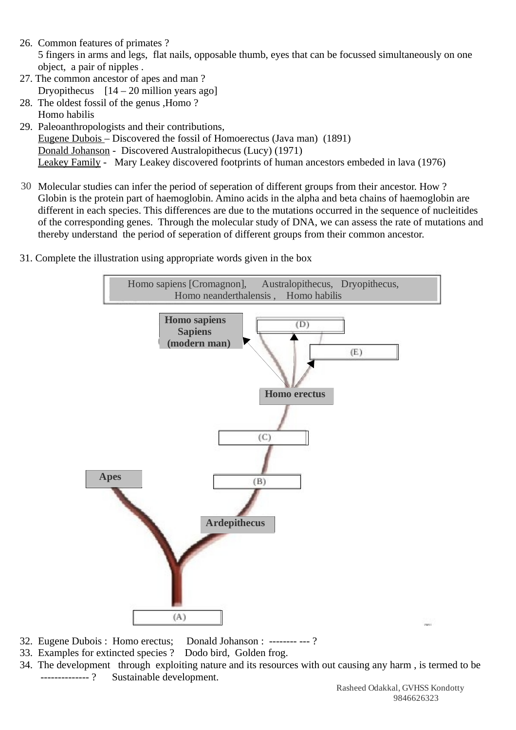26. Common features of primates ?
    5 fingers in arms and legs, flat nails, opposable thumb, eyes that can be focussed simultaneously on one object, a pair of nipples .
27. The common ancestor of apes and man ?
    Dryopithecus [14 – 20 million years ago]
28. The oldest fossil of the genus ,Homo ?
    Homo habilis
29. Paleoanthropologists and their contributions,
    Eugene Dubois – Discovered the fossil of Homoerectus (Java man) (1891)
    Donald Johanson - Discovered Australopithecus (Lucy) (1971)
    Leakey Family - Mary Leakey discovered footprints of human ancestors embeded in lava (1976)

30. Molecular studies can infer the period of seperation of different groups from their ancestor. How ?
    Globin is the protein part of haemoglobin. Amino acids in the alpha and beta chains of haemoglobin are different in each species. This differences are due to the mutations occurred in the sequence of nucleitides of the corresponding genes. Through the molecular study of DNA, we can assess the rate of mutations and thereby understand the period of seperation of different groups from their common ancestor.

31. Complete the illustration using appropriate words given in the box

Homo sapiens [Cromagnon], Australopithecus, Dryopithecus, Homo neanderthalensis , Homo habilis

Homo sapiens Sapiens (modern man)

(D)

(E)

Homo erectus

(C)

Apes

(B)

Ardepithecus

(A)

32. Eugene Dubois : Homo erectus; Donald Johanson : -------- --- ?
33. Examples for extincted species ? Dodo bird, Golden frog.
34. The development through exploiting nature and its resources with out causing any harm , is termed to be ------------- ? Sustainable development.

Rasheed Odakkal, GVHSS Kondotty
9846626323